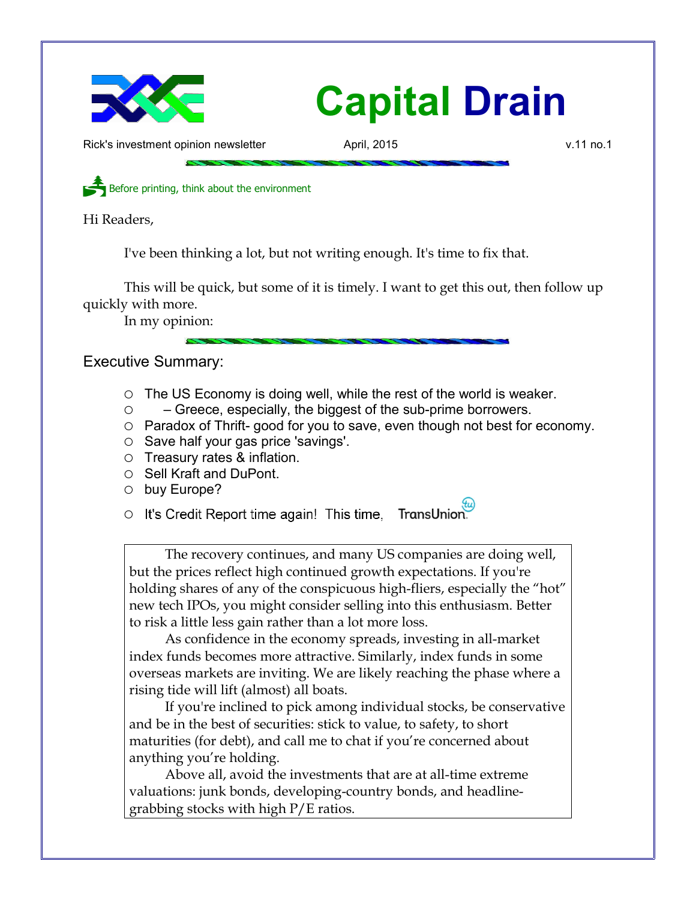# Capital Drain

Rick's investment opinion newsletter April, 2015 v.11 no.1

Before printing, think about the environment

Hi Readers,

I've been thinking a lot, but not writing enough. It's time to fix that.

This will be quick, but some of it is timely. I want to get this out, then follow up quickly with more.

In my opinion:

## Executive Summary:

- The US Economy is doing well, while the rest of the world is weaker.
- – Greece, especially, the biggest of the sub-prime borrowers.
- Paradox of Thrift- good for you to save, even though not best for economy.
- Save half your gas price 'savings'.
- Treasury rates & inflation.
- Sell Kraft and DuPont.
- buy Europe?
- It's Credit Report time again! This time, TransUnion.

The recovery continues, and many US companies are doing well, but the prices reflect high continued growth expectations. If you're holding shares of any of the conspicuous high-fliers, especially the "hot" new tech IPOs, you might consider selling into this enthusiasm. Better to risk a little less gain rather than a lot more loss.

As confidence in the economy spreads, investing in all-market index funds becomes more attractive. Similarly, index funds in some overseas markets are inviting. We are likely reaching the phase where a rising tide will lift (almost) all boats.

If you're inclined to pick among individual stocks, be conservative and be in the best of securities: stick to value, to safety, to short maturities (for debt), and call me to chat if you're concerned about anything you're holding.

Above all, avoid the investments that are at all-time extreme valuations: junk bonds, developing-country bonds, and headline-grabbing stocks with high P/E ratios.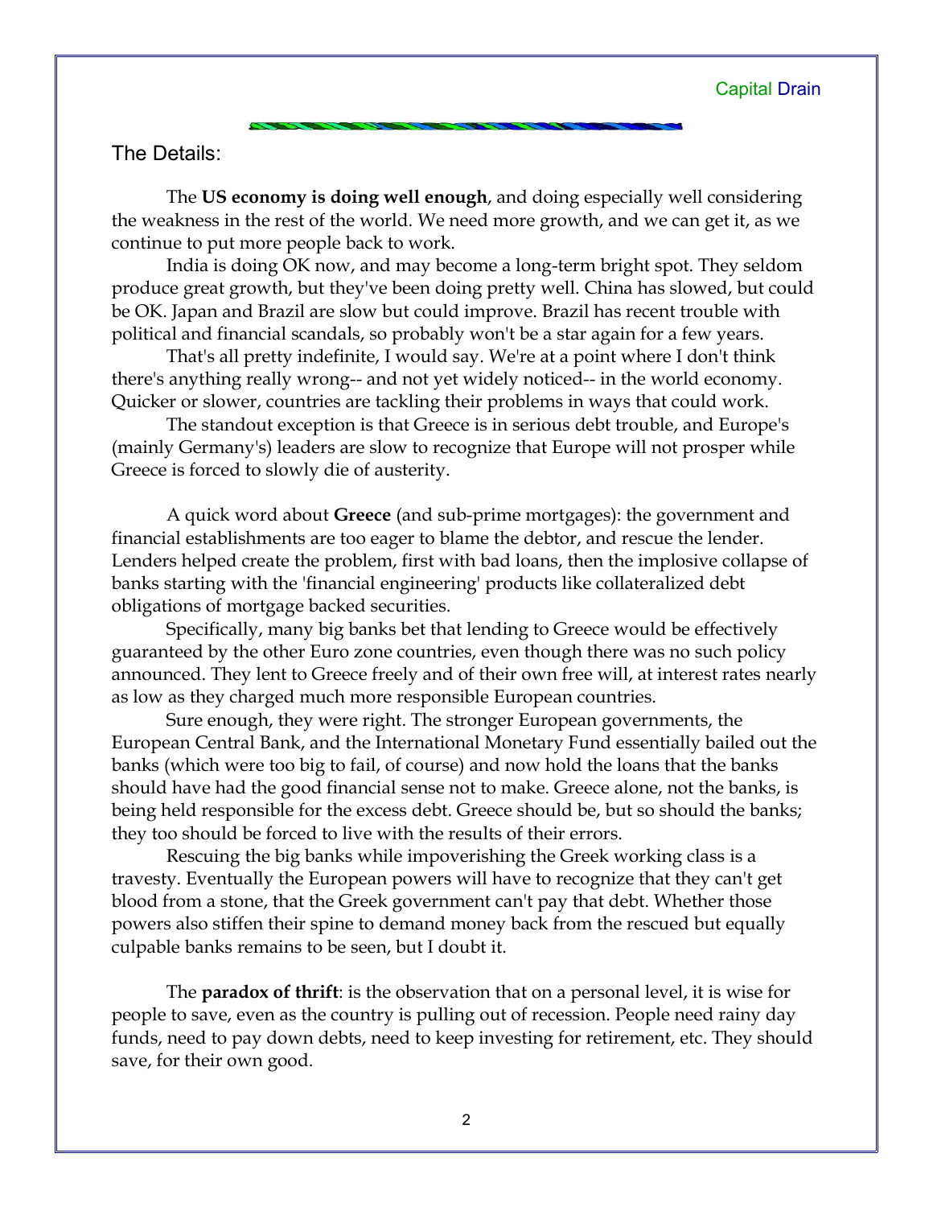## The Details:

The **US economy is doing well enough**, and doing especially well considering the weakness in the rest of the world. We need more growth, and we can get it, as we continue to put more people back to work.

India is doing OK now, and may become a long-term bright spot. They seldom produce great growth, but they've been doing pretty well. China has slowed, but could be OK. Japan and Brazil are slow but could improve. Brazil has recent trouble with political and financial scandals, so probably won't be a star again for a few years.

That's all pretty indefinite, I would say. We're at a point where I don't think there's anything really wrong-- and not yet widely noticed-- in the world economy. Quicker or slower, countries are tackling their problems in ways that could work.

The standout exception is that Greece is in serious debt trouble, and Europe's (mainly Germany's) leaders are slow to recognize that Europe will not prosper while Greece is forced to slowly die of austerity.

A quick word about **Greece** (and sub-prime mortgages): the government and financial establishments are too eager to blame the debtor, and rescue the lender. Lenders helped create the problem, first with bad loans, then the implosive collapse of banks starting with the 'financial engineering' products like collateralized debt obligations of mortgage backed securities.

Specifically, many big banks bet that lending to Greece would be effectively guaranteed by the other Euro zone countries, even though there was no such policy announced. They lent to Greece freely and of their own free will, at interest rates nearly as low as they charged much more responsible European countries.

Sure enough, they were right. The stronger European governments, the European Central Bank, and the International Monetary Fund essentially bailed out the banks (which were too big to fail, of course) and now hold the loans that the banks should have had the good financial sense not to make. Greece alone, not the banks, is being held responsible for the excess debt. Greece should be, but so should the banks; they too should be forced to live with the results of their errors.

Rescuing the big banks while impoverishing the Greek working class is a travesty. Eventually the European powers will have to recognize that they can't get blood from a stone, that the Greek government can't pay that debt. Whether those powers also stiffen their spine to demand money back from the rescued but equally culpable banks remains to be seen, but I doubt it.

The **paradox of thrift**: is the observation that on a personal level, it is wise for people to save, even as the country is pulling out of recession. People need rainy day funds, need to pay down debts, need to keep investing for retirement, etc. They should save, for their own good.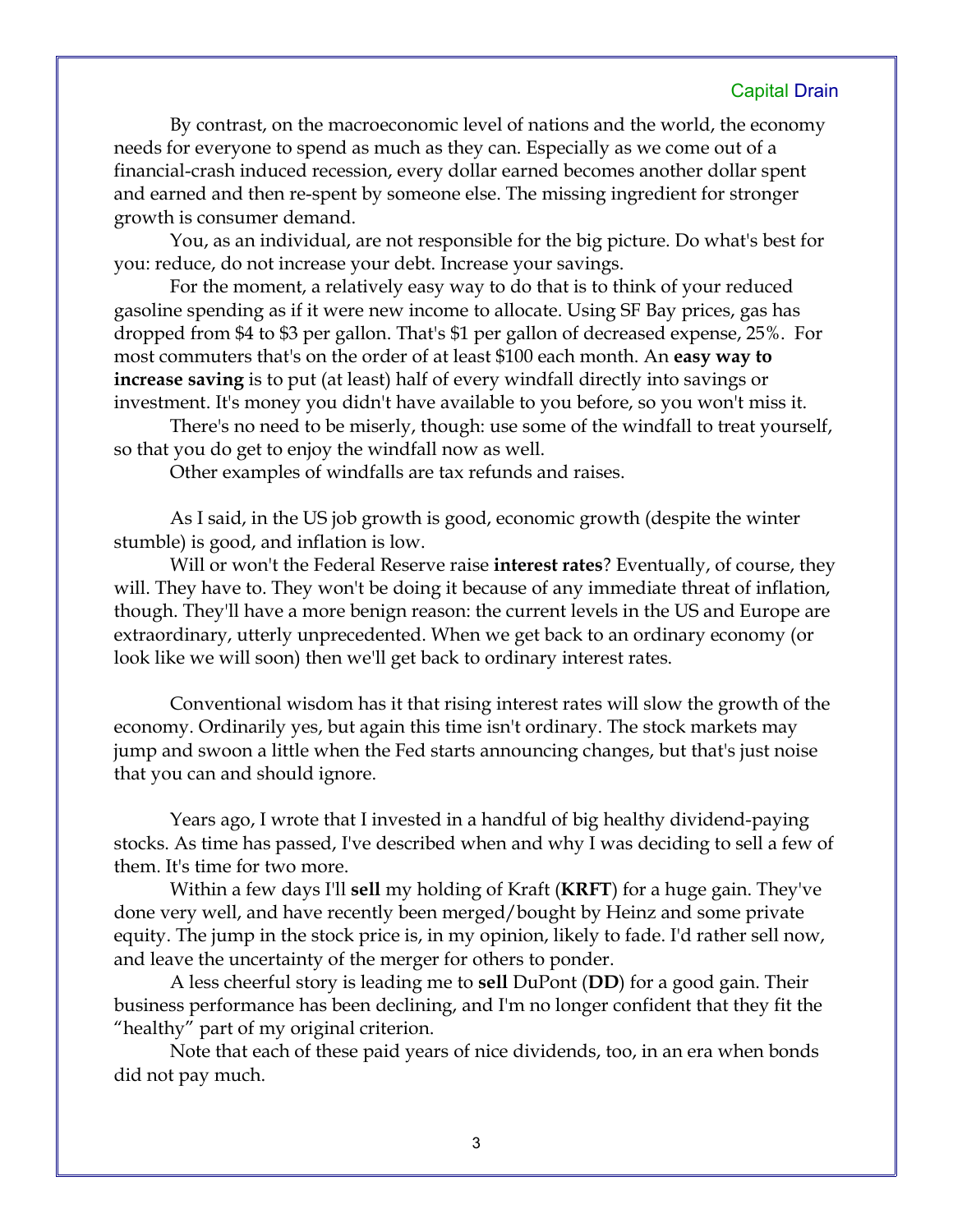By contrast, on the macroeconomic level of nations and the world, the economy needs for everyone to spend as much as they can. Especially as we come out of a financial-crash induced recession, every dollar earned becomes another dollar spent and earned and then re-spent by someone else. The missing ingredient for stronger growth is consumer demand.

You, as an individual, are not responsible for the big picture. Do what's best for you: reduce, do not increase your debt. Increase your savings.

For the moment, a relatively easy way to do that is to think of your reduced gasoline spending as if it were new income to allocate. Using SF Bay prices, gas has dropped from $4 to $3 per gallon. That's $1 per gallon of decreased expense, 25%. For most commuters that's on the order of at least $100 each month. An **easy way to increase saving** is to put (at least) half of every windfall directly into savings or investment. It's money you didn't have available to you before, so you won't miss it.

There's no need to be miserly, though: use some of the windfall to treat yourself, so that you do get to enjoy the windfall now as well.

Other examples of windfalls are tax refunds and raises.

As I said, in the US job growth is good, economic growth (despite the winter stumble) is good, and inflation is low.

Will or won't the Federal Reserve raise **interest rates**? Eventually, of course, they will. They have to. They won't be doing it because of any immediate threat of inflation, though. They'll have a more benign reason: the current levels in the US and Europe are extraordinary, utterly unprecedented. When we get back to an ordinary economy (or look like we will soon) then we'll get back to ordinary interest rates.

Conventional wisdom has it that rising interest rates will slow the growth of the economy. Ordinarily yes, but again this time isn't ordinary. The stock markets may jump and swoon a little when the Fed starts announcing changes, but that's just noise that you can and should ignore.

Years ago, I wrote that I invested in a handful of big healthy dividend-paying stocks. As time has passed, I've described when and why I was deciding to sell a few of them. It's time for two more.

Within a few days I'll **sell** my holding of Kraft (**KRFT**) for a huge gain. They've done very well, and have recently been merged/bought by Heinz and some private equity. The jump in the stock price is, in my opinion, likely to fade. I'd rather sell now, and leave the uncertainty of the merger for others to ponder.

A less cheerful story is leading me to **sell** DuPont (**DD**) for a good gain. Their business performance has been declining, and I'm no longer confident that they fit the "healthy" part of my original criterion.

Note that each of these paid years of nice dividends, too, in an era when bonds did not pay much.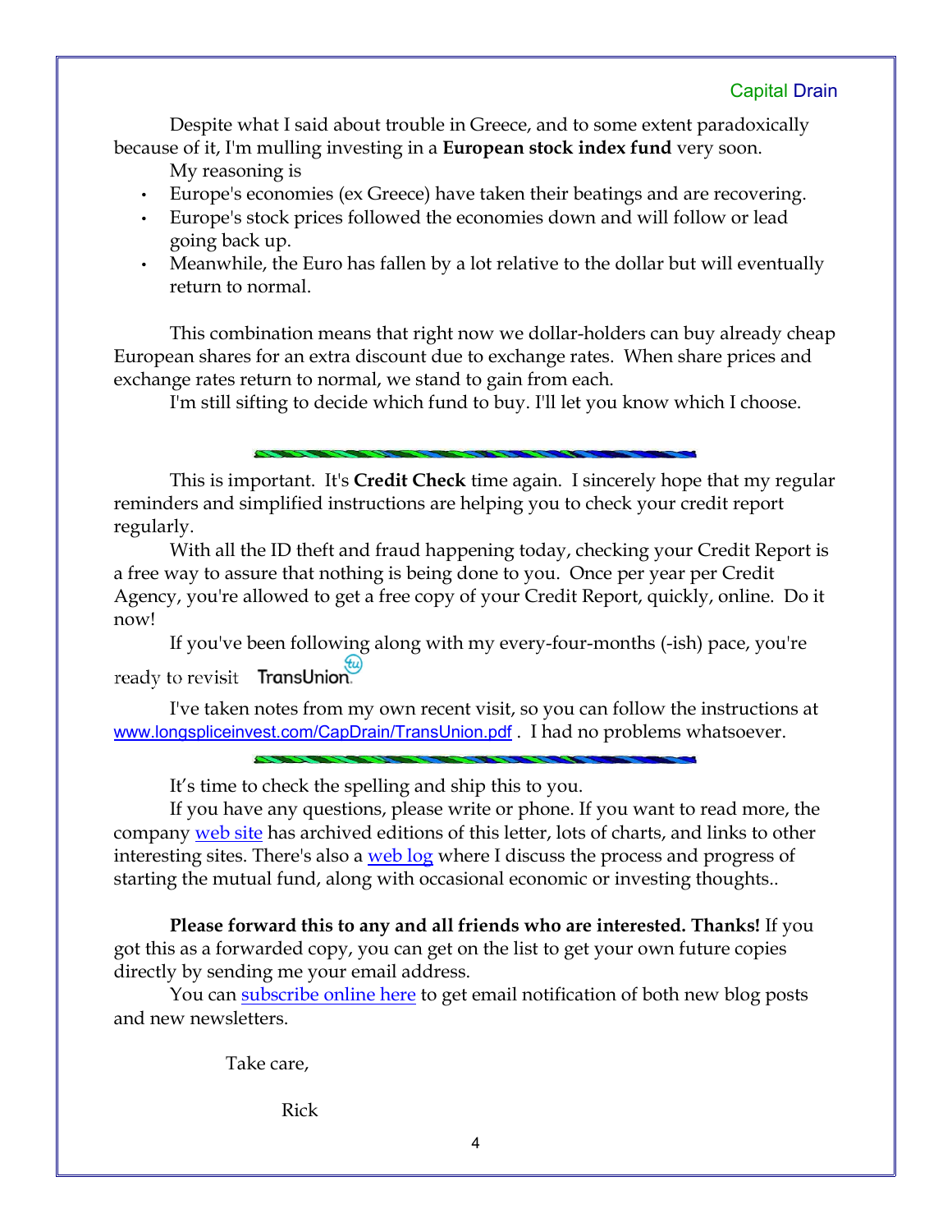Despite what I said about trouble in Greece, and to some extent paradoxically because of it, I'm mulling investing in a **European stock index fund** very soon.

My reasoning is

- Europe's economies (ex Greece) have taken their beatings and are recovering.
- Europe's stock prices followed the economies down and will follow or lead going back up.
- Meanwhile, the Euro has fallen by a lot relative to the dollar but will eventually return to normal.

This combination means that right now we dollar-holders can buy already cheap European shares for an extra discount due to exchange rates. When share prices and exchange rates return to normal, we stand to gain from each.

I'm still sifting to decide which fund to buy. I'll let you know which I choose.

---

This is important. It's **Credit Check** time again. I sincerely hope that my regular reminders and simplified instructions are helping you to check your credit report regularly.

With all the ID theft and fraud happening today, checking your Credit Report is a free way to assure that nothing is being done to you. Once per year per Credit Agency, you're allowed to get a free copy of your Credit Report, quickly, online. Do it now!

If you've been following along with my every-four-months (-ish) pace, you're ready to revisit TransUnion.

I've taken notes from my own recent visit, so you can follow the instructions at www.longspliceinvest.com/CapDrain/TransUnion.pdf . I had no problems whatsoever.

---

It's time to check the spelling and ship this to you.

If you have any questions, please write or phone. If you want to read more, the company web site has archived editions of this letter, lots of charts, and links to other interesting sites. There's also a web log where I discuss the process and progress of starting the mutual fund, along with occasional economic or investing thoughts..

**Please forward this to any and all friends who are interested. Thanks!** If you got this as a forwarded copy, you can get on the list to get your own future copies directly by sending me your email address.

You can subscribe online here to get email notification of both new blog posts and new newsletters.

Take care,

Rick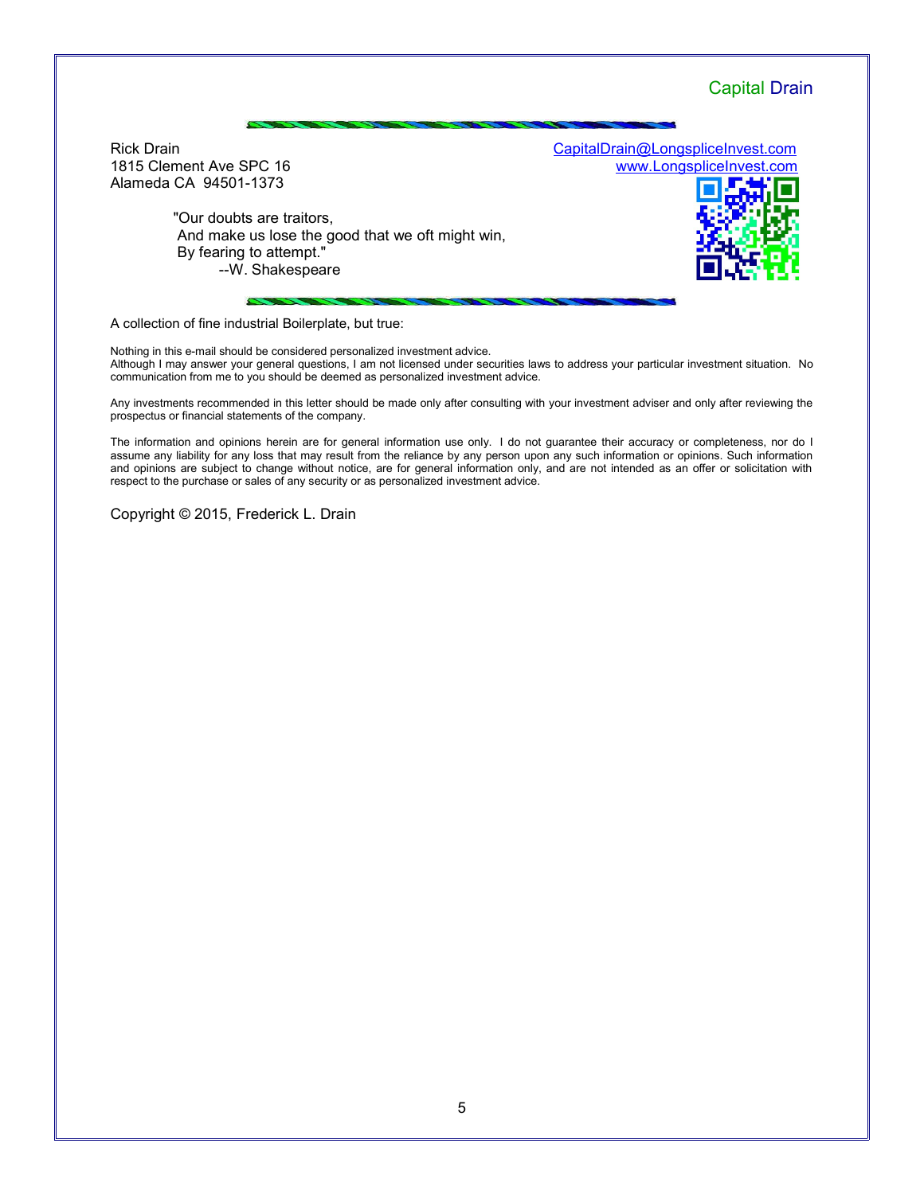Capital Drain

Rick Drain
1815 Clement Ave SPC 16
Alameda CA 94501-1373

CapitalDrain@LongspliceInvest.com
www.LongspliceInvest.com

> "Our doubts are traitors,
> And make us lose the good that we oft might win,
> By fearing to attempt."
> --W. Shakespeare

A collection of fine industrial Boilerplate, but true:

Nothing in this e-mail should be considered personalized investment advice.
Although I may answer your general questions, I am not licensed under securities laws to address your particular investment situation. No communication from me to you should be deemed as personalized investment advice.

Any investments recommended in this letter should be made only after consulting with your investment adviser and only after reviewing the prospectus or financial statements of the company.

The information and opinions herein are for general information use only. I do not guarantee their accuracy or completeness, nor do I assume any liability for any loss that may result from the reliance by any person upon any such information or opinions. Such information and opinions are subject to change without notice, are for general information only, and are not intended as an offer or solicitation with respect to the purchase or sales of any security or as personalized investment advice.

Copyright © 2015, Frederick L. Drain